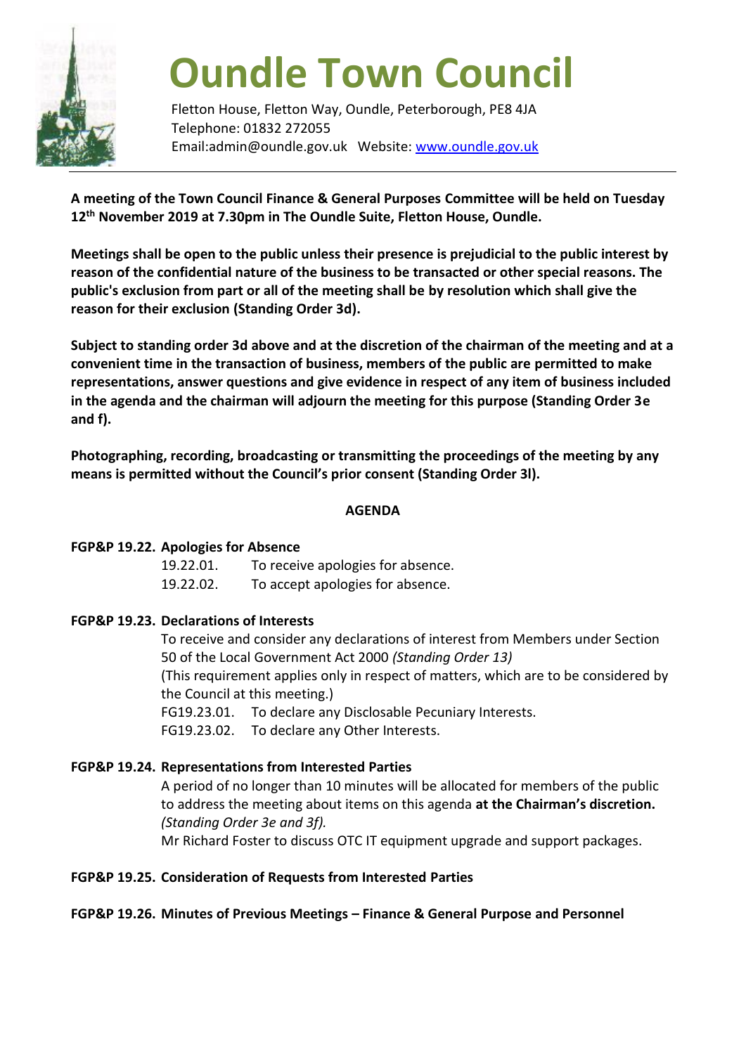# Oundle Town Council

Fletton House, Fletton Way, Oundle, Peterborough, PE8 4JA
Telephone: 01832 272055
Email:admin@oundle.gov.uk Website: www.oundle.gov.uk

**A meeting of the Town Council Finance & General Purposes Committee will be held on Tuesday 12th November 2019 at 7.30pm in The Oundle Suite, Fletton House, Oundle.**

**Meetings shall be open to the public unless their presence is prejudicial to the public interest by reason of the confidential nature of the business to be transacted or other special reasons. The public's exclusion from part or all of the meeting shall be by resolution which shall give the reason for their exclusion (Standing Order 3d).**

**Subject to standing order 3d above and at the discretion of the chairman of the meeting and at a convenient time in the transaction of business, members of the public are permitted to make representations, answer questions and give evidence in respect of any item of business included in the agenda and the chairman will adjourn the meeting for this purpose (Standing Order 3e and f).**

**Photographing, recording, broadcasting or transmitting the proceedings of the meeting by any means is permitted without the Council's prior consent (Standing Order 3l).**

**AGENDA**

**FGP&P 19.22. Apologies for Absence**

19.22.01. To receive apologies for absence.
19.22.02. To accept apologies for absence.

**FGP&P 19.23. Declarations of Interests**

To receive and consider any declarations of interest from Members under Section 50 of the Local Government Act 2000 *(Standing Order 13)*
(This requirement applies only in respect of matters, which are to be considered by the Council at this meeting.)
FG19.23.01. To declare any Disclosable Pecuniary Interests.
FG19.23.02. To declare any Other Interests.

**FGP&P 19.24. Representations from Interested Parties**

A period of no longer than 10 minutes will be allocated for members of the public to address the meeting about items on this agenda **at the Chairman's discretion.** *(Standing Order 3e and 3f).*
Mr Richard Foster to discuss OTC IT equipment upgrade and support packages.

**FGP&P 19.25. Consideration of Requests from Interested Parties**

**FGP&P 19.26. Minutes of Previous Meetings – Finance & General Purpose and Personnel**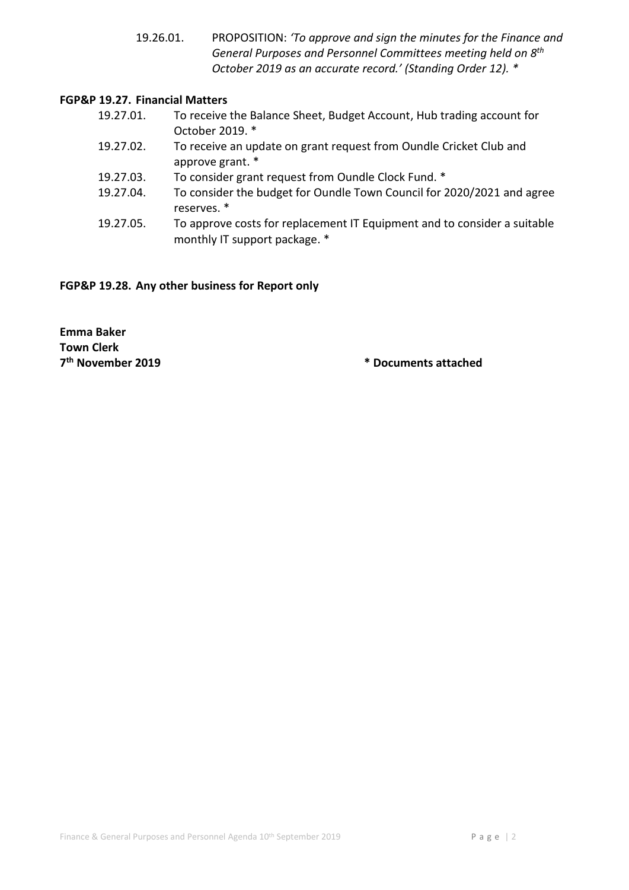19.26.01. PROPOSITION: *'To approve and sign the minutes for the Finance and General Purposes and Personnel Committees meeting held on 8th October 2019 as an accurate record.' (Standing Order 12). **

**FGP&P 19.27. Financial Matters**

19.27.01. To receive the Balance Sheet, Budget Account, Hub trading account for October 2019. *

19.27.02. To receive an update on grant request from Oundle Cricket Club and approve grant. *

19.27.03. To consider grant request from Oundle Clock Fund. *

19.27.04. To consider the budget for Oundle Town Council for 2020/2021 and agree reserves. *

19.27.05. To approve costs for replacement IT Equipment and to consider a suitable monthly IT support package. *

**FGP&P 19.28. Any other business for Report only**

**Emma Baker**
**Town Clerk**
**7th November 2019**

*** Documents attached**